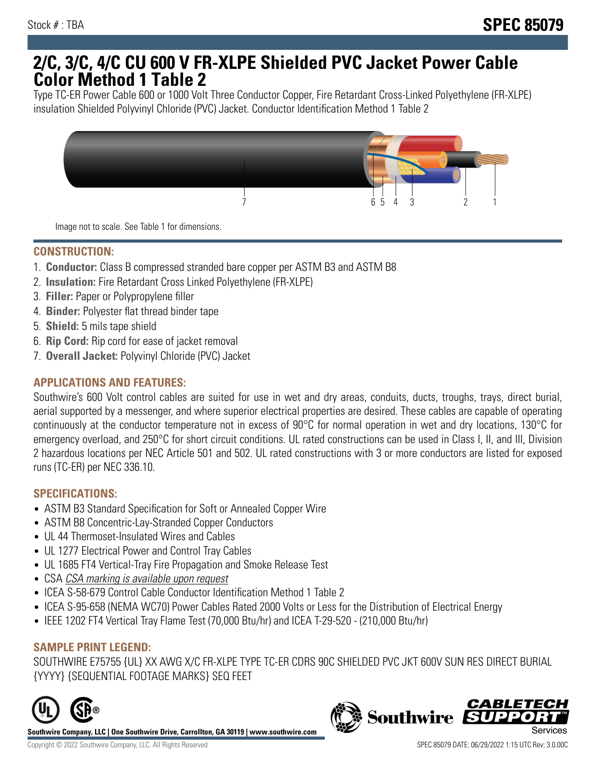Stock # : TBA

# SPEC 85079

# 2/C, 3/C, 4/C CU 600 V FR-XLPE Shielded PVC Jacket Power Cable Color Method 1 Table 2

Type TC-ER Power Cable 600 or 1000 Volt Three Conductor Copper, Fire Retardant Cross-Linked Polyethylene (FR-XLPE) insulation Shielded Polyvinyl Chloride (PVC) Jacket. Conductor Identification Method 1 Table 2

Image not to scale. See Table 1 for dimensions.

## CONSTRUCTION:

1. **Conductor:** Class B compressed stranded bare copper per ASTM B3 and ASTM B8
2. **Insulation:** Fire Retardant Cross Linked Polyethylene (FR-XLPE)
3. **Filler:** Paper or Polypropylene filler
4. **Binder:** Polyester flat thread binder tape
5. **Shield:** 5 mils tape shield
6. **Rip Cord:** Rip cord for ease of jacket removal
7. **Overall Jacket:** Polyvinyl Chloride (PVC) Jacket

## APPLICATIONS AND FEATURES:

Southwire's 600 Volt control cables are suited for use in wet and dry areas, conduits, ducts, troughs, trays, direct burial, aerial supported by a messenger, and where superior electrical properties are desired. These cables are capable of operating continuously at the conductor temperature not in excess of 90°C for normal operation in wet and dry locations, 130°C for emergency overload, and 250°C for short circuit conditions. UL rated constructions can be used in Class I, II, and III, Division 2 hazardous locations per NEC Article 501 and 502. UL rated constructions with 3 or more conductors are listed for exposed runs (TC-ER) per NEC 336.10.

## SPECIFICATIONS:

- ASTM B3 Standard Specification for Soft or Annealed Copper Wire
- ASTM B8 Concentric-Lay-Stranded Copper Conductors
- UL 44 Thermoset-Insulated Wires and Cables
- UL 1277 Electrical Power and Control Tray Cables
- UL 1685 FT4 Vertical-Tray Fire Propagation and Smoke Release Test
- CSA *CSA marking is available upon request*
- ICEA S-58-679 Control Cable Conductor Identification Method 1 Table 2
- ICEA S-95-658 (NEMA WC70) Power Cables Rated 2000 Volts or Less for the Distribution of Electrical Energy
- IEEE 1202 FT4 Vertical Tray Flame Test (70,000 Btu/hr) and ICEA T-29-520 - (210,000 Btu/hr)

## SAMPLE PRINT LEGEND:

SOUTHWIRE E75755 {UL} XX AWG X/C FR-XLPE TYPE TC-ER CDRS 90C SHIELDED PVC JKT 600V SUN RES DIRECT BURIAL {YYYY} {SEQUENTIAL FOOTAGE MARKS} SEQ FEET

**Southwire Company, LLC | One Southwire Drive, Carrollton, GA 30119 | www.southwire.com**

Copyright © 2022 Southwire Company, LLC. All Rights Reserved

SPEC 85079 DATE: 06/29/2022 1:15 UTC Rev: 3.0.00C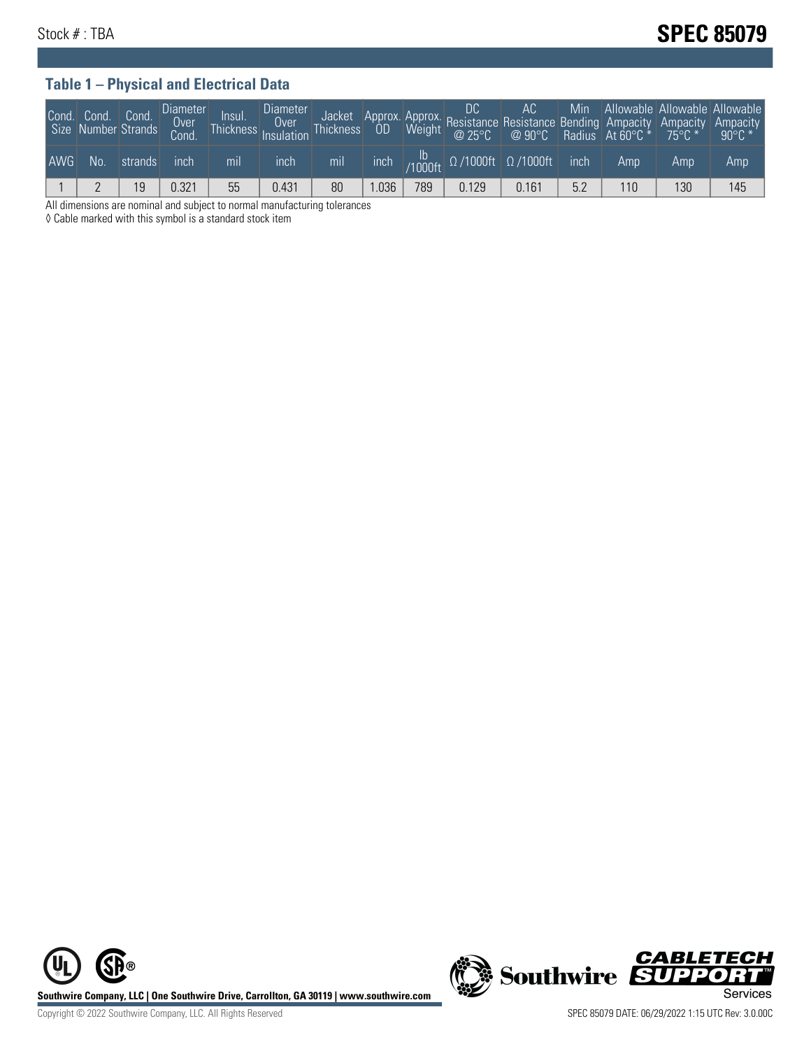### Table 1 – Physical and Electrical Data

| Cond. Size | Cond. Number | Cond. Strands | Diameter Over Cond. | Insul. Thickness | Diameter Over Insulation | Jacket Thickness | Approx. OD | Approx. Weight | DC Resistance @ 25°C | AC Resistance @ 90°C | Min Bending Radius | Allowable Ampacity At 60°C * | Allowable Ampacity 75°C * | Allowable Ampacity 90°C * |
|---|---|---|---|---|---|---|---|---|---|---|---|---|---|---|
| AWG | No. | strands | inch | mil | inch | mil | inch | lb /1000ft | Ω /1000ft | Ω /1000ft | inch | Amp | Amp | Amp |
| 1 | 2 | 19 | 0.321 | 55 | 0.431 | 80 | 1.036 | 789 | 0.129 | 0.161 | 5.2 | 110 | 130 | 145 |

All dimensions are nominal and subject to normal manufacturing tolerances

◊ Cable marked with this symbol is a standard stock item

Southwire Company, LLC | One Southwire Drive, Carrollton, GA 30119 | www.southwire.com

Copyright © 2022 Southwire Company, LLC. All Rights Reserved